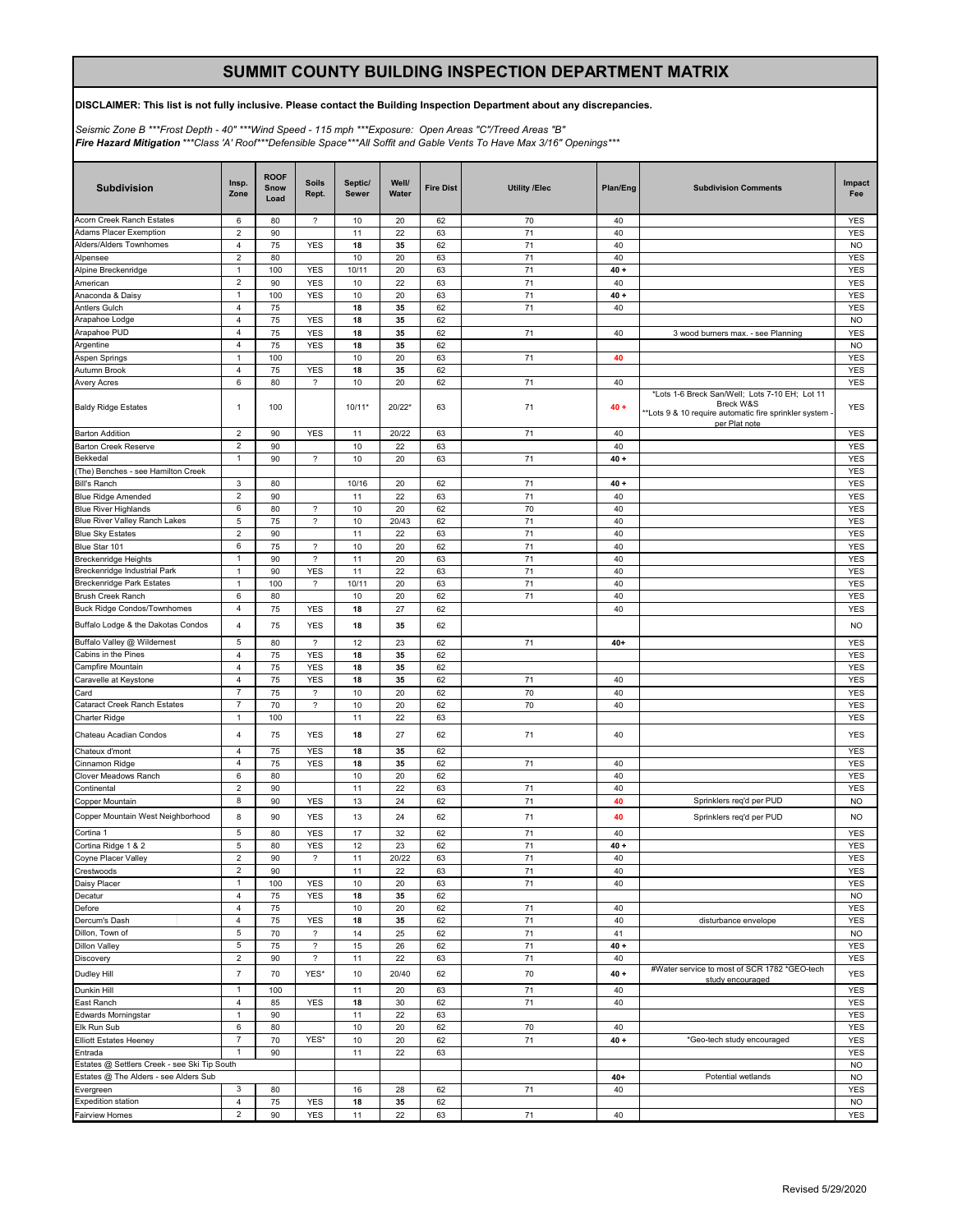# SUMMIT COUNTY BUILDING INSPECTION DEPARTMENT MATRIX

**DISCLAIMER: This list is not fully inclusive. Please contact the Building Inspection Department about any discrepancies.**

*Seismic Zone B \*\*\*Frost Depth - 40" \*\*\*Wind Speed - 115 mph \*\*\*Exposure: Open Areas "C"/Treed Areas "B"*
***Fire Hazard Mitigation*** *\*\*\*Class 'A' Roof\*\*\*Defensible Space\*\*\*All Soffit and Gable Vents To Have Max 3/16" Openings\*\*\**

| Subdivision | Insp. Zone | ROOF Snow Load | Soils Rept. | Septic/ Sewer | Well/ Water | Fire Dist | Utility /Elec | Plan/Eng | Subdivision Comments | Impact Fee |
|---|---|---|---|---|---|---|---|---|---|---|
| Acorn Creek Ranch Estates | 6 | 80 | ? | 10 | 20 | 62 | 70 | 40 | | YES |
| Adams Placer Exemption | 2 | 90 | | 11 | 22 | 63 | 71 | 40 | | YES |
| Alders/Alders Townhomes | 4 | 75 | YES | 18 | 35 | 62 | 71 | 40 | | NO |
| Alpensee | 2 | 80 | | 10 | 20 | 63 | 71 | 40 | | YES |
| Alpine Breckenridge | 1 | 100 | YES | 10/11 | 20 | 63 | 71 | 40 + | | YES |
| American | 2 | 90 | YES | 10 | 22 | 63 | 71 | 40 | | YES |
| Anaconda & Daisy | 1 | 100 | YES | 10 | 20 | 63 | 71 | 40 + | | YES |
| Antlers Gulch | 4 | 75 | | 18 | 35 | 62 | 71 | 40 | | YES |
| Arapahoe Lodge | 4 | 75 | YES | 18 | 35 | 62 | | | | NO |
| Arapahoe PUD | 4 | 75 | YES | 18 | 35 | 62 | 71 | 40 | 3 wood burners max. - see Planning | YES |
| Argentine | 4 | 75 | YES | 18 | 35 | 62 | | | | NO |
| Aspen Springs | 1 | 100 | | 10 | 20 | 63 | 71 | 40 | | YES |
| Autumn Brook | 4 | 75 | YES | 18 | 35 | 62 | | | | YES |
| Avery Acres | 6 | 80 | ? | 10 | 20 | 62 | 71 | 40 | | YES |
| Baldy Ridge Estates | 1 | 100 | | 10/11* | 20/22* | 63 | 71 | 40 + | *Lots 1-6 Breck San/Well; Lots 7-10 EH; Lot 11 Breck W&S **Lots 9 & 10 require automatic fire sprinkler system - per Plat note | YES |
| Barton Addition | 2 | 90 | YES | 11 | 20/22 | 63 | 71 | 40 | | YES |
| Barton Creek Reserve | 2 | 90 | | 10 | 22 | 63 | | 40 | | YES |
| Bekkedal | 1 | 90 | ? | 10 | 20 | 63 | 71 | 40 + | | YES |
| (The) Benches - see Hamilton Creek | | | | | | | | | | YES |
| Bill's Ranch | 3 | 80 | | 10/16 | 20 | 62 | 71 | 40 + | | YES |
| Blue Ridge Amended | 2 | 90 | | 11 | 22 | 63 | 71 | 40 | | YES |
| Blue River Highlands | 6 | 80 | ? | 10 | 20 | 62 | 70 | 40 | | YES |
| Blue River Valley Ranch Lakes | 5 | 75 | ? | 10 | 20/43 | 62 | 71 | 40 | | YES |
| Blue Sky Estates | 2 | 90 | | 11 | 22 | 63 | 71 | 40 | | YES |
| Blue Star 101 | 6 | 75 | ? | 10 | 20 | 62 | 71 | 40 | | YES |
| Breckenridge Heights | 1 | 90 | ? | 11 | 20 | 63 | 71 | 40 | | YES |
| Breckenridge Industrial Park | 1 | 90 | YES | 11 | 22 | 63 | 71 | 40 | | YES |
| Breckenridge Park Estates | 1 | 100 | ? | 10/11 | 20 | 63 | 71 | 40 | | YES |
| Brush Creek Ranch | 6 | 80 | | 10 | 20 | 62 | 71 | 40 | | YES |
| Buck Ridge Condos/Townhomes | 4 | 75 | YES | 18 | 27 | 62 | | 40 | | YES |
| Buffalo Lodge & the Dakotas Condos | 4 | 75 | YES | 18 | 35 | 62 | | | | NO |
| Buffalo Valley @ Wildernest | 5 | 80 | ? | 12 | 23 | 62 | 71 | 40+ | | YES |
| Cabins in the Pines | 4 | 75 | YES | 18 | 35 | 62 | | | | YES |
| Campfire Mountain | 4 | 75 | YES | 18 | 35 | 62 | | | | YES |
| Caravelle at Keystone | 4 | 75 | YES | 18 | 35 | 62 | 71 | 40 | | YES |
| Card | 7 | 75 | ? | 10 | 20 | 62 | 70 | 40 | | YES |
| Cataract Creek Ranch Estates | 7 | 70 | ? | 10 | 20 | 62 | 70 | 40 | | YES |
| Charter Ridge | 1 | 100 | | 11 | 22 | 63 | | | | YES |
| Chateau Acadian Condos | 4 | 75 | YES | 18 | 27 | 62 | 71 | 40 | | YES |
| Chateux d'mont | 4 | 75 | YES | 18 | 35 | 62 | | | | YES |
| Cinnamon Ridge | 4 | 75 | YES | 18 | 35 | 62 | 71 | 40 | | YES |
| Clover Meadows Ranch | 6 | 80 | | 10 | 20 | 62 | | 40 | | YES |
| Continental | 2 | 90 | | 11 | 22 | 63 | 71 | 40 | | YES |
| Copper Mountain | 8 | 90 | YES | 13 | 24 | 62 | 71 | 40 | Sprinklers req'd per PUD | NO |
| Copper Mountain West Neighborhood | 8 | 90 | YES | 13 | 24 | 62 | 71 | 40 | Sprinklers req'd per PUD | NO |
| Cortina 1 | 5 | 80 | YES | 17 | 32 | 62 | 71 | 40 | | YES |
| Cortina Ridge 1 & 2 | 5 | 80 | YES | 12 | 23 | 62 | 71 | 40 + | | YES |
| Coyne Placer Valley | 2 | 90 | ? | 11 | 20/22 | 63 | 71 | 40 | | YES |
| Crestwoods | 2 | 90 | | 11 | 22 | 63 | 71 | 40 | | YES |
| Daisy Placer | 1 | 100 | YES | 10 | 20 | 63 | 71 | 40 | | YES |
| Decatur | 4 | 75 | YES | 18 | 35 | 62 | | | | NO |
| Defore | 4 | 75 | | 10 | 20 | 62 | 71 | 40 | | YES |
| Dercum's Dash | 4 | 75 | YES | 18 | 35 | 62 | 71 | 40 | disturbance envelope | YES |
| Dillon, Town of | 5 | 70 | ? | 14 | 25 | 62 | 71 | 41 | | NO |
| Dillon Valley | 5 | 75 | ? | 15 | 26 | 62 | 71 | 40 + | | YES |
| Discovery | 2 | 90 | ? | 11 | 22 | 63 | 71 | 40 | | YES |
| Dudley Hill | 7 | 70 | YES* | 10 | 20/40 | 62 | 70 | 40 + | #Water service to most of SCR 1782 *GEO-tech study encouraged | YES |
| Dunkin Hill | 1 | 100 | | 11 | 20 | 63 | 71 | 40 | | YES |
| East Ranch | 4 | 85 | YES | 18 | 30 | 62 | 71 | 40 | | YES |
| Edwards Morningstar | 1 | 90 | | 11 | 22 | 63 | | | | YES |
| Elk Run Sub | 6 | 80 | | 10 | 20 | 62 | 70 | 40 | | YES |
| Elliott Estates Heeney | 7 | 70 | YES* | 10 | 20 | 62 | 71 | 40 + | *Geo-tech study encouraged | YES |
| Entrada | 1 | 90 | | 11 | 22 | 63 | | | | YES |
| Estates @ Settlers Creek - see Ski Tip South | | | | | | | | | | NO |
| Estates @ The Alders - see Alders Sub | | | | | | | | 40+ | Potential wetlands | NO |
| Evergreen | 3 | 80 | | 16 | 28 | 62 | 71 | 40 | | YES |
| Expedition station | 4 | 75 | YES | 18 | 35 | 62 | | | | NO |
| Fairview Homes | 2 | 90 | YES | 11 | 22 | 63 | 71 | 40 | | YES |

Revised 5/29/2020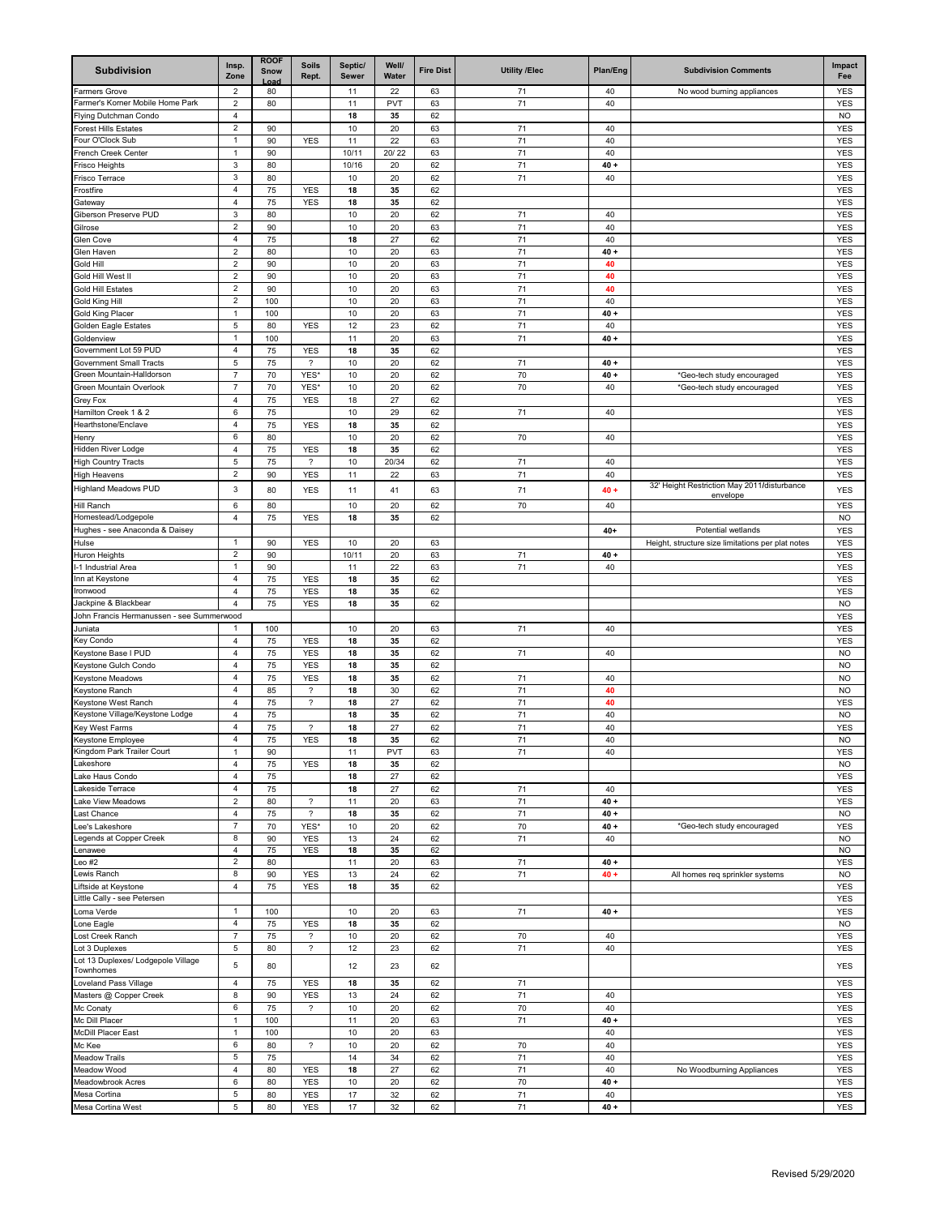| Subdivision | Insp. Zone | ROOF Snow Load | Soils Rept. | Septic/ Sewer | Well/ Water | Fire Dist | Utility /Elec | Plan/Eng | Subdivision Comments | Impact Fee |
|---|---|---|---|---|---|---|---|---|---|---|
| Farmers Grove | 2 | 80 | | 11 | 22 | 63 | 71 | 40 | No wood burning appliances | YES |
| Farmer's Korner Mobile Home Park | 2 | 80 | | 11 | PVT | 63 | 71 | 40 | | YES |
| Flying Dutchman Condo | 4 | | | 18 | 35 | 62 | | | | NO |
| Forest Hills Estates | 2 | 90 | | 10 | 20 | 63 | 71 | 40 | | YES |
| Four O'Clock Sub | 1 | 90 | YES | 11 | 22 | 63 | 71 | 40 | | YES |
| French Creek Center | 1 | 90 | | 10/11 | 20/ 22 | 63 | 71 | 40 | | YES |
| Frisco Heights | 3 | 80 | | 10/16 | 20 | 62 | 71 | 40 + | | YES |
| Frisco Terrace | 3 | 80 | | 10 | 20 | 62 | 71 | 40 | | YES |
| Frostfire | 4 | 75 | YES | 18 | 35 | 62 | | | | YES |
| Gateway | 4 | 75 | YES | 18 | 35 | 62 | | | | YES |
| Giberson Preserve PUD | 3 | 80 | | 10 | 20 | 62 | 71 | 40 | | YES |
| Gilrose | 2 | 90 | | 10 | 20 | 63 | 71 | 40 | | YES |
| Glen Cove | 4 | 75 | | 18 | 27 | 62 | 71 | 40 | | YES |
| Glen Haven | 2 | 80 | | 10 | 20 | 63 | 71 | 40 + | | YES |
| Gold Hill | 2 | 90 | | 10 | 20 | 63 | 71 | 40 | | YES |
| Gold Hill West II | 2 | 90 | | 10 | 20 | 63 | 71 | 40 | | YES |
| Gold Hill Estates | 2 | 90 | | 10 | 20 | 63 | 71 | 40 | | YES |
| Gold King Hill | 2 | 100 | | 10 | 20 | 63 | 71 | 40 | | YES |
| Gold King Placer | 1 | 100 | | 10 | 20 | 63 | 71 | 40 + | | YES |
| Golden Eagle Estates | 5 | 80 | YES | 12 | 23 | 62 | 71 | 40 | | YES |
| Goldenview | 1 | 100 | | 11 | 20 | 63 | 71 | 40 + | | YES |
| Government Lot 59 PUD | 4 | 75 | YES | 18 | 35 | 62 | | | | YES |
| Government Small Tracts | 5 | 75 | ? | 10 | 20 | 62 | 71 | 40 + | | YES |
| Green Mountain-Halldorson | 7 | 70 | YES* | 10 | 20 | 62 | 70 | 40 + | *Geo-tech study encouraged | YES |
| Green Mountain Overlook | 7 | 70 | YES* | 10 | 20 | 62 | 70 | 40 | *Geo-tech study encouraged | YES |
| Grey Fox | 4 | 75 | YES | 18 | 27 | 62 | | | | YES |
| Hamilton Creek 1 & 2 | 6 | 75 | | 10 | 29 | 62 | 71 | 40 | | YES |
| Hearthstone/Enclave | 4 | 75 | YES | 18 | 35 | 62 | | | | YES |
| Henry | 6 | 80 | | 10 | 20 | 62 | 70 | 40 | | YES |
| Hidden River Lodge | 4 | 75 | YES | 18 | 35 | 62 | | | | YES |
| High Country Tracts | 5 | 75 | ? | 10 | 20/34 | 62 | 71 | 40 | | YES |
| High Heavens | 2 | 90 | YES | 11 | 22 | 63 | 71 | 40 | | YES |
| Highland Meadows PUD | 3 | 80 | YES | 11 | 41 | 63 | 71 | 40 + | 32' Height Restriction May 2011/disturbance envelope | YES |
| Hill Ranch | 6 | 80 | | 10 | 20 | 62 | 70 | 40 | | YES |
| Homestead/Lodgepole | 4 | 75 | YES | 18 | 35 | 62 | | | | NO |
| Hughes - see Anaconda & Daisey | | | | | | | | 40+ | Potential wetlands | YES |
| Hulse | 1 | 90 | YES | 10 | 20 | 63 | | | Height, structure size limitations per plat notes | YES |
| Huron Heights | 2 | 90 | | 10/11 | 20 | 63 | 71 | 40 + | | YES |
| I-1 Industrial Area | 1 | 90 | | 11 | 22 | 63 | 71 | 40 | | YES |
| Inn at Keystone | 4 | 75 | YES | 18 | 35 | 62 | | | | YES |
| Ironwood | 4 | 75 | YES | 18 | 35 | 62 | | | | YES |
| Jackpine & Blackbear | 4 | 75 | YES | 18 | 35 | 62 | | | | NO |
| John Francis Hermanussen - see Summerwood | | | | | | | | | | YES |
| Juniata | 1 | 100 | | 10 | 20 | 63 | 71 | 40 | | YES |
| Key Condo | 4 | 75 | YES | 18 | 35 | 62 | | | | YES |
| Keystone Base I PUD | 4 | 75 | YES | 18 | 35 | 62 | 71 | 40 | | NO |
| Keystone Gulch Condo | 4 | 75 | YES | 18 | 35 | 62 | | | | NO |
| Keystone Meadows | 4 | 75 | YES | 18 | 35 | 62 | 71 | 40 | | NO |
| Keystone Ranch | 4 | 85 | ? | 18 | 30 | 62 | 71 | 40 | | NO |
| Keystone West Ranch | 4 | 75 | ? | 18 | 27 | 62 | 71 | 40 | | YES |
| Keystone Village/Keystone Lodge | 4 | 75 | | 18 | 35 | 62 | 71 | 40 | | NO |
| Key West Farms | 4 | 75 | ? | 18 | 27 | 62 | 71 | 40 | | YES |
| Keystone Employee | 4 | 75 | YES | 18 | 35 | 62 | 71 | 40 | | NO |
| Kingdom Park Trailer Court | 1 | 90 | | 11 | PVT | 63 | 71 | 40 | | YES |
| Lakeshore | 4 | 75 | YES | 18 | 35 | 62 | | | | NO |
| Lake Haus Condo | 4 | 75 | | 18 | 27 | 62 | | | | YES |
| Lakeside Terrace | 4 | 75 | | 18 | 27 | 62 | 71 | 40 | | YES |
| Lake View Meadows | 2 | 80 | ? | 11 | 20 | 63 | 71 | 40 + | | YES |
| Last Chance | 4 | 75 | ? | 18 | 35 | 62 | 71 | 40 + | | NO |
| Lee's Lakeshore | 7 | 70 | YES* | 10 | 20 | 62 | 70 | 40 + | *Geo-tech study encouraged | YES |
| Legends at Copper Creek | 8 | 90 | YES | 13 | 24 | 62 | 71 | 40 | | NO |
| Lenawee | 4 | 75 | YES | 18 | 35 | 62 | | | | NO |
| Leo #2 | 2 | 80 | | 11 | 20 | 63 | 71 | 40 + | | YES |
| Lewis Ranch | 8 | 90 | YES | 13 | 24 | 62 | 71 | 40 + | All homes req sprinkler systems | NO |
| Liftside at Keystone | 4 | 75 | YES | 18 | 35 | 62 | | | | YES |
| Little Cally - see Petersen | | | | | | | | | | YES |
| Loma Verde | 1 | 100 | | 10 | 20 | 63 | 71 | 40 + | | YES |
| Lone Eagle | 4 | 75 | YES | 18 | 35 | 62 | | | | NO |
| Lost Creek Ranch | 7 | 75 | ? | 10 | 20 | 62 | 70 | 40 | | YES |
| Lot 3 Duplexes | 5 | 80 | ? | 12 | 23 | 62 | 71 | 40 | | YES |
| Lot 13 Duplexes/ Lodgepole Village Townhomes | 5 | 80 | | 12 | 23 | 62 | | | | YES |
| Loveland Pass Village | 4 | 75 | YES | 18 | 35 | 62 | 71 | | | YES |
| Masters @ Copper Creek | 8 | 90 | YES | 13 | 24 | 62 | 71 | 40 | | YES |
| Mc Conaty | 6 | 75 | ? | 10 | 20 | 62 | 70 | 40 | | YES |
| Mc Dill Placer | 1 | 100 | | 11 | 20 | 63 | 71 | 40 + | | YES |
| McDill Placer East | 1 | 100 | | 10 | 20 | 63 | | 40 | | YES |
| Mc Kee | 6 | 80 | ? | 10 | 20 | 62 | 70 | 40 | | YES |
| Meadow Trails | 5 | 75 | | 14 | 34 | 62 | 71 | 40 | | YES |
| Meadow Wood | 4 | 80 | YES | 18 | 27 | 62 | 71 | 40 | No Woodburning Appliances | YES |
| Meadowbrook Acres | 6 | 80 | YES | 10 | 20 | 62 | 70 | 40 + | | YES |
| Mesa Cortina | 5 | 80 | YES | 17 | 32 | 62 | 71 | 40 | | YES |
| Mesa Cortina West | 5 | 80 | YES | 17 | 32 | 62 | 71 | 40 + | | YES |

Revised 5/29/2020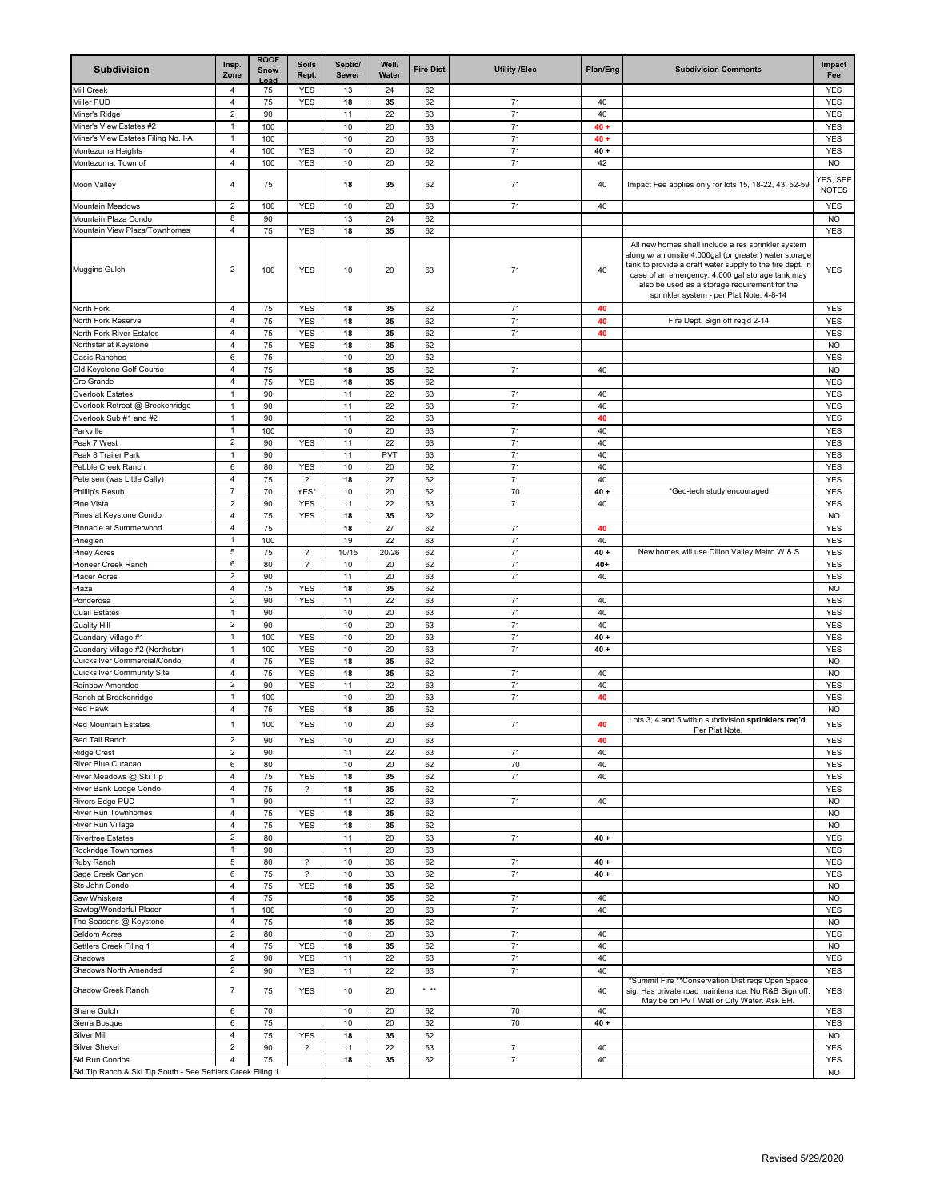| Subdivision | Insp. Zone | ROOF Snow Load | Soils Rept. | Septic/ Sewer | Well/ Water | Fire Dist | Utility /Elec | Plan/Eng | Subdivision Comments | Impact Fee |
|---|---|---|---|---|---|---|---|---|---|---|
| Mill Creek | 4 | 75 | YES | 13 | 24 | 62 | | | | YES |
| Miller PUD | 4 | 75 | YES | 18 | 35 | 62 | 71 | 40 | | YES |
| Miner's Ridge | 2 | 90 | | 11 | 22 | 63 | 71 | 40 | | YES |
| Miner's View Estates #2 | 1 | 100 | | 10 | 20 | 63 | 71 | 40 + | | YES |
| Miner's View Estates Filing No. I-A | 1 | 100 | | 10 | 20 | 63 | 71 | 40 + | | YES |
| Montezuma Heights | 4 | 100 | YES | 10 | 20 | 62 | 71 | 40 + | | YES |
| Montezuma, Town of | 4 | 100 | YES | 10 | 20 | 62 | 71 | 42 | | NO |
| Moon Valley | 4 | 75 | | 18 | 35 | 62 | 71 | 40 | Impact Fee applies only for lots 15, 18-22, 43, 52-59 | YES, SEE NOTES |
| Mountain Meadows | 2 | 100 | YES | 10 | 20 | 63 | 71 | 40 | | YES |
| Mountain Plaza Condo | 8 | 90 | | 13 | 24 | 62 | | | | NO |
| Mountain View Plaza/Townhomes | 4 | 75 | YES | 18 | 35 | 62 | | | | YES |
| Muggins Gulch | 2 | 100 | YES | 10 | 20 | 63 | 71 | 40 | All new homes shall include a res sprinkler system along w/ an onsite 4,000gal (or greater) water storage tank to provide a draft water supply to the fire dept. in case of an emergency. 4,000 gal storage tank may also be used as a storage requirement for the sprinkler system - per Plat Note. 4-8-14 | YES |
| North Fork | 4 | 75 | YES | 18 | 35 | 62 | 71 | 40 | | YES |
| North Fork Reserve | 4 | 75 | YES | 18 | 35 | 62 | 71 | 40 | Fire Dept. Sign off req'd 2-14 | YES |
| North Fork River Estates | 4 | 75 | YES | 18 | 35 | 62 | 71 | 40 | | YES |
| Northstar at Keystone | 4 | 75 | YES | 18 | 35 | 62 | | | | NO |
| Oasis Ranches | 6 | 75 | | 10 | 20 | 62 | | | | YES |
| Old Keystone Golf Course | 4 | 75 | | 18 | 35 | 62 | 71 | 40 | | NO |
| Oro Grande | 4 | 75 | YES | 18 | 35 | 62 | | | | YES |
| Overlook Estates | 1 | 90 | | 11 | 22 | 63 | 71 | 40 | | YES |
| Overlook Retreat @ Breckenridge | 1 | 90 | | 11 | 22 | 63 | 71 | 40 | | YES |
| Overlook Sub #1 and #2 | 1 | 90 | | 11 | 22 | 63 | | 40 | | YES |
| Parkville | 1 | 100 | | 10 | 20 | 63 | 71 | 40 | | YES |
| Peak 7 West | 2 | 90 | YES | 11 | 22 | 63 | 71 | 40 | | YES |
| Peak 8 Trailer Park | 1 | 90 | | 11 | PVT | 63 | 71 | 40 | | YES |
| Pebble Creek Ranch | 6 | 80 | YES | 10 | 20 | 62 | 71 | 40 | | YES |
| Petersen (was Little Cally) | 4 | 75 | ? | 18 | 27 | 62 | 71 | 40 | | YES |
| Phillip's Resub | 7 | 70 | YES* | 10 | 20 | 62 | 70 | 40 + | *Geo-tech study encouraged | YES |
| Pine Vista | 2 | 90 | YES | 11 | 22 | 63 | 71 | 40 | | YES |
| Pines at Keystone Condo | 4 | 75 | YES | 18 | 35 | 62 | | | | NO |
| Pinnacle at Summerwood | 4 | 75 | | 18 | 27 | 62 | 71 | 40 | | YES |
| Pineglen | 1 | 100 | | 19 | 22 | 63 | 71 | 40 | | YES |
| Piney Acres | 5 | 75 | ? | 10/15 | 20/26 | 62 | 71 | 40 + | New homes will use Dillon Valley Metro W & S | YES |
| Pioneer Creek Ranch | 6 | 80 | ? | 10 | 20 | 62 | 71 | 40+ | | YES |
| Placer Acres | 2 | 90 | | 11 | 20 | 63 | 71 | 40 | | YES |
| Plaza | 4 | 75 | YES | 18 | 35 | 62 | | | | NO |
| Ponderosa | 2 | 90 | YES | 11 | 22 | 63 | 71 | 40 | | YES |
| Quail Estates | 1 | 90 | | 10 | 20 | 63 | 71 | 40 | | YES |
| Quality Hill | 2 | 90 | | 10 | 20 | 63 | 71 | 40 | | YES |
| Quandary Village #1 | 1 | 100 | YES | 10 | 20 | 63 | 71 | 40 + | | YES |
| Quandary Village #2 (Northstar) | 1 | 100 | YES | 10 | 20 | 63 | 71 | 40 + | | YES |
| Quicksilver Commercial/Condo | 4 | 75 | YES | 18 | 35 | 62 | | | | NO |
| Quicksilver Community Site | 4 | 75 | YES | 18 | 35 | 62 | 71 | 40 | | NO |
| Rainbow Amended | 2 | 90 | YES | 11 | 22 | 63 | 71 | 40 | | YES |
| Ranch at Breckenridge | 1 | 100 | | 10 | 20 | 63 | 71 | 40 | | YES |
| Red Hawk | 4 | 75 | YES | 18 | 35 | 62 | | | | NO |
| Red Mountain Estates | 1 | 100 | YES | 10 | 20 | 63 | 71 | 40 | Lots 3, 4 and 5 within subdivision **sprinklers req'd**. Per Plat Note. | YES |
| Red Tail Ranch | 2 | 90 | YES | 10 | 20 | 63 | | 40 | | YES |
| Ridge Crest | 2 | 90 | | 11 | 22 | 63 | 71 | 40 | | YES |
| River Blue Curacao | 6 | 80 | | 10 | 20 | 62 | 70 | 40 | | YES |
| River Meadows @ Ski Tip | 4 | 75 | YES | 18 | 35 | 62 | 71 | 40 | | YES |
| River Bank Lodge Condo | 4 | 75 | ? | 18 | 35 | 62 | | | | YES |
| Rivers Edge PUD | 1 | 90 | | 11 | 22 | 63 | 71 | 40 | | NO |
| River Run Townhomes | 4 | 75 | YES | 18 | 35 | 62 | | | | NO |
| River Run Village | 4 | 75 | YES | 18 | 35 | 62 | | | | NO |
| Rivertree Estates | 2 | 80 | | 11 | 20 | 63 | 71 | 40 + | | YES |
| Rockridge Townhomes | 1 | 90 | | 11 | 20 | 63 | | | | YES |
| Ruby Ranch | 5 | 80 | ? | 10 | 36 | 62 | 71 | 40 + | | YES |
| Sage Creek Canyon | 6 | 75 | ? | 10 | 33 | 62 | 71 | 40 + | | YES |
| Sts John Condo | 4 | 75 | YES | 18 | 35 | 62 | | | | NO |
| Saw Whiskers | 4 | 75 | | 18 | 35 | 62 | 71 | 40 | | NO |
| Sawlog/Wonderful Placer | 1 | 100 | | 10 | 20 | 63 | 71 | 40 | | YES |
| The Seasons @ Keystone | 4 | 75 | | 18 | 35 | 62 | | | | NO |
| Seldom Acres | 2 | 80 | | 10 | 20 | 63 | 71 | 40 | | YES |
| Settlers Creek Filing 1 | 4 | 75 | YES | 18 | 35 | 62 | 71 | 40 | | NO |
| Shadows | 2 | 90 | YES | 11 | 22 | 63 | 71 | 40 | | YES |
| Shadows North Amended | 2 | 90 | YES | 11 | 22 | 63 | 71 | 40 | | YES |
| Shadow Creek Ranch | 7 | 75 | YES | 10 | 20 | * ** | | 40 | *Summit Fire **Conservation Dist reqs Open Space sig. Has private road maintenance. No R&B Sign off. May be on PVT Well or City Water. Ask EH. | YES |
| Shane Gulch | 6 | 70 | | 10 | 20 | 62 | 70 | 40 | | YES |
| Sierra Bosque | 6 | 75 | | 10 | 20 | 62 | 70 | 40 + | | YES |
| Silver Mill | 4 | 75 | YES | 18 | 35 | 62 | | | | NO |
| Silver Shekel | 2 | 90 | ? | 11 | 22 | 63 | 71 | 40 | | YES |
| Ski Run Condos | 4 | 75 | | 18 | 35 | 62 | 71 | 40 | | YES |
| Ski Tip Ranch & Ski Tip South - See Settlers Creek Filing 1 | | | | | | | | | | NO |

Revised 5/29/2020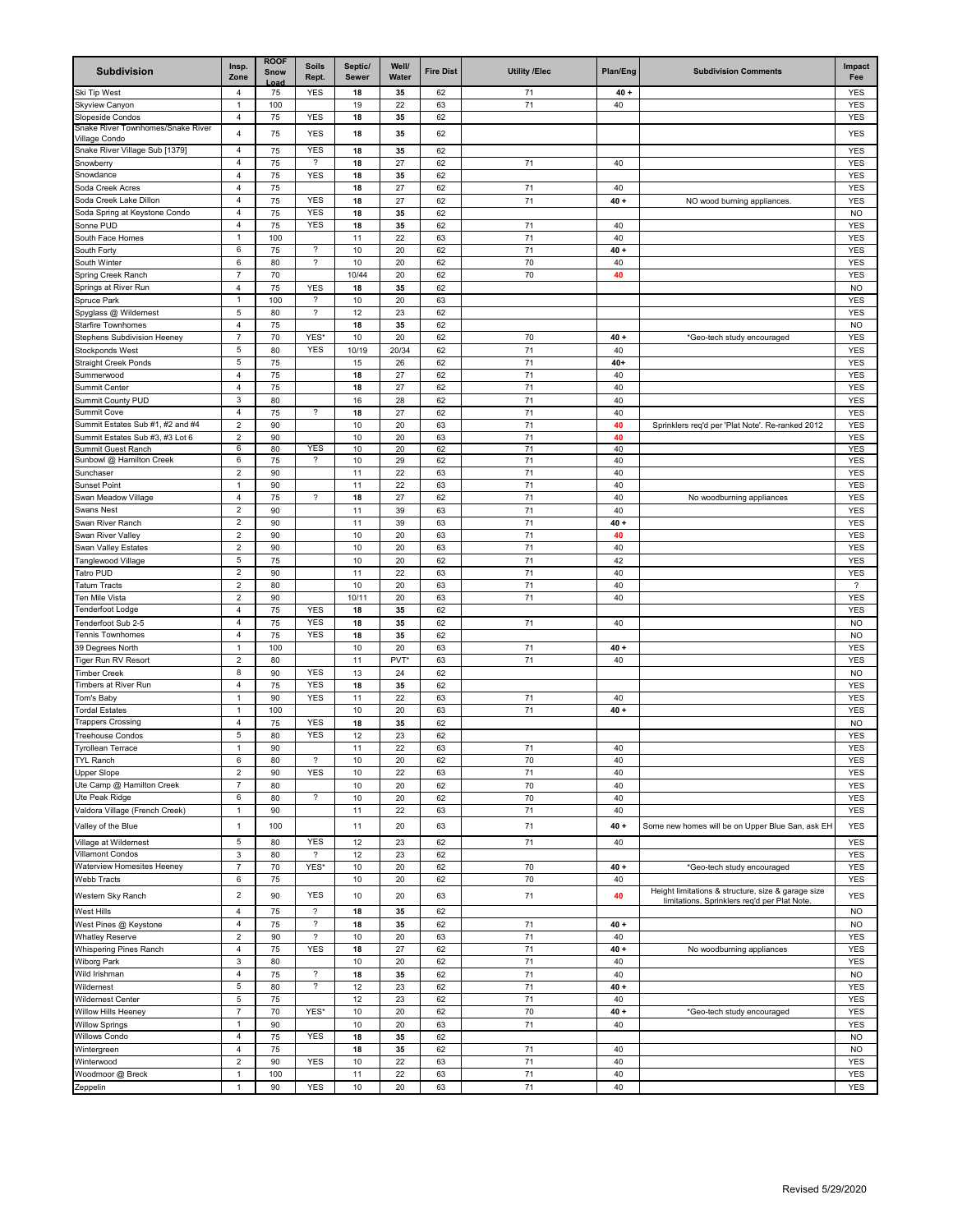| Subdivision | Insp. Zone | ROOF Snow Load | Soils Rept. | Septic/ Sewer | Well/ Water | Fire Dist | Utility /Elec | Plan/Eng | Subdivision Comments | Impact Fee |
|---|---|---|---|---|---|---|---|---|---|---|
| Ski Tip West | 4 | 75 | YES | 18 | 35 | 62 | 71 | 40 + | | YES |
| Skyview Canyon | 1 | 100 | | 19 | 22 | 63 | 71 | 40 | | YES |
| Slopeside Condos | 4 | 75 | YES | 18 | 35 | 62 | | | | YES |
| Snake River Townhomes/Snake River Village Condo | 4 | 75 | YES | 18 | 35 | 62 | | | | YES |
| Snake River Village Sub [1379] | 4 | 75 | YES | 18 | 35 | 62 | | | | YES |
| Snowberry | 4 | 75 | ? | 18 | 27 | 62 | 71 | 40 | | YES |
| Snowdance | 4 | 75 | YES | 18 | 35 | 62 | | | | YES |
| Soda Creek Acres | 4 | 75 | | 18 | 27 | 62 | 71 | 40 | | YES |
| Soda Creek Lake Dillon | 4 | 75 | YES | 18 | 27 | 62 | 71 | 40 + | NO wood burning appliances. | YES |
| Soda Spring at Keystone Condo | 4 | 75 | YES | 18 | 35 | 62 | | | | NO |
| Sonne PUD | 4 | 75 | YES | 18 | 35 | 62 | 71 | 40 | | YES |
| South Face Homes | 1 | 100 | | 11 | 22 | 63 | 71 | 40 | | YES |
| South Forty | 6 | 75 | ? | 10 | 20 | 62 | 71 | 40 + | | YES |
| South Winter | 6 | 80 | ? | 10 | 20 | 62 | 70 | 40 | | YES |
| Spring Creek Ranch | 7 | 70 | | 10/44 | 20 | 62 | 70 | 40 | | YES |
| Springs at River Run | 4 | 75 | YES | 18 | 35 | 62 | | | | NO |
| Spruce Park | 1 | 100 | ? | 10 | 20 | 63 | | | | YES |
| Spyglass @ Wildernest | 5 | 80 | ? | 12 | 23 | 62 | | | | YES |
| Starfire Townhomes | 4 | 75 | | 18 | 35 | 62 | | | | NO |
| Stephens Subdivision Heeney | 7 | 70 | YES* | 10 | 20 | 62 | 70 | 40 + | *Geo-tech study encouraged | YES |
| Stockponds West | 5 | 80 | YES | 10/19 | 20/34 | 62 | 71 | 40 | | YES |
| Straight Creek Ponds | 5 | 75 | | 15 | 26 | 62 | 71 | 40+ | | YES |
| Summerwood | 4 | 75 | | 18 | 27 | 62 | 71 | 40 | | YES |
| Summit Center | 4 | 75 | | 18 | 27 | 62 | 71 | 40 | | YES |
| Summit County PUD | 3 | 80 | | 16 | 28 | 62 | 71 | 40 | | YES |
| Summit Cove | 4 | 75 | ? | 18 | 27 | 62 | 71 | 40 | | YES |
| Summit Estates Sub #1, #2 and #4 | 2 | 90 | | 10 | 20 | 63 | 71 | 40 | Sprinklers req'd per 'Plat Note'. Re-ranked 2012 | YES |
| Summit Estates Sub #3, #3 Lot 6 | 2 | 90 | | 10 | 20 | 63 | 71 | 40 | | YES |
| Summit Guest Ranch | 6 | 80 | YES | 10 | 20 | 62 | 71 | 40 | | YES |
| Sunbowl @ Hamilton Creek | 6 | 75 | ? | 10 | 29 | 62 | 71 | 40 | | YES |
| Sunchaser | 2 | 90 | | 11 | 22 | 63 | 71 | 40 | | YES |
| Sunset Point | 1 | 90 | | 11 | 22 | 63 | 71 | 40 | | YES |
| Swan Meadow Village | 4 | 75 | ? | 18 | 27 | 62 | 71 | 40 | No woodburning appliances | YES |
| Swans Nest | 2 | 90 | | 11 | 39 | 63 | 71 | 40 | | YES |
| Swan River Ranch | 2 | 90 | | 11 | 39 | 63 | 71 | 40 + | | YES |
| Swan River Valley | 2 | 90 | | 10 | 20 | 63 | 71 | 40 | | YES |
| Swan Valley Estates | 2 | 90 | | 10 | 20 | 63 | 71 | 40 | | YES |
| Tanglewood Village | 5 | 75 | | 10 | 20 | 62 | 71 | 42 | | YES |
| Tatro PUD | 2 | 90 | | 11 | 22 | 63 | 71 | 40 | | YES |
| Tatum Tracts | 2 | 80 | | 10 | 20 | 63 | 71 | 40 | | ? |
| Ten Mile Vista | 2 | 90 | | 10/11 | 20 | 63 | 71 | 40 | | YES |
| Tenderfoot Lodge | 4 | 75 | YES | 18 | 35 | 62 | | | | YES |
| Tenderfoot Sub 2-5 | 4 | 75 | YES | 18 | 35 | 62 | 71 | 40 | | NO |
| Tennis Townhomes | 4 | 75 | YES | 18 | 35 | 62 | | | | NO |
| 39 Degrees North | 1 | 100 | | 10 | 20 | 63 | 71 | 40 + | | YES |
| Tiger Run RV Resort | 2 | 80 | | 11 | PVT* | 63 | 71 | 40 | | YES |
| Timber Creek | 8 | 90 | YES | 13 | 24 | 62 | | | | NO |
| Timbers at River Run | 4 | 75 | YES | 18 | 35 | 62 | | | | YES |
| Tom's Baby | 1 | 90 | YES | 11 | 22 | 63 | 71 | 40 | | YES |
| Tordal Estates | 1 | 100 | | 10 | 20 | 63 | 71 | 40 + | | YES |
| Trappers Crossing | 4 | 75 | YES | 18 | 35 | 62 | | | | NO |
| Treehouse Condos | 5 | 80 | YES | 12 | 23 | 62 | | | | YES |
| Tyrollean Terrace | 1 | 90 | | 11 | 22 | 63 | 71 | 40 | | YES |
| TYL Ranch | 6 | 80 | ? | 10 | 20 | 62 | 70 | 40 | | YES |
| Upper Slope | 2 | 90 | YES | 10 | 22 | 63 | 71 | 40 | | YES |
| Ute Camp @ Hamilton Creek | 7 | 80 | | 10 | 20 | 62 | 70 | 40 | | YES |
| Ute Peak Ridge | 6 | 80 | ? | 10 | 20 | 62 | 70 | 40 | | YES |
| Valdora Village (French Creek) | 1 | 90 | | 11 | 22 | 63 | 71 | 40 | | YES |
| Valley of the Blue | 1 | 100 | | 11 | 20 | 63 | 71 | 40 + | Some new homes will be on Upper Blue San, ask EH | YES |
| Village at Wildernest | 5 | 80 | YES | 12 | 23 | 62 | 71 | 40 | | YES |
| Villamont Condos | 3 | 80 | ? | 12 | 23 | 62 | | | | YES |
| Waterview Homesites Heeney | 7 | 70 | YES* | 10 | 20 | 62 | 70 | 40 + | *Geo-tech study encouraged | YES |
| Webb Tracts | 6 | 75 | | 10 | 20 | 62 | 70 | 40 | | YES |
| Western Sky Ranch | 2 | 90 | YES | 10 | 20 | 63 | 71 | 40 | Height limitations & structure, size & garage size limitations. Sprinklers req'd per Plat Note. | YES |
| West Hills | 4 | 75 | ? | 18 | 35 | 62 | | | | NO |
| West Pines @ Keystone | 4 | 75 | ? | 18 | 35 | 62 | 71 | 40 + | | NO |
| Whatley Reserve | 2 | 90 | ? | 10 | 20 | 63 | 71 | 40 | | YES |
| Whispering Pines Ranch | 4 | 75 | YES | 18 | 27 | 62 | 71 | 40 + | No woodburning appliances | YES |
| Wiborg Park | 3 | 80 | | 10 | 20 | 62 | 71 | 40 | | YES |
| Wild Irishman | 4 | 75 | ? | 18 | 35 | 62 | 71 | 40 | | NO |
| Wildernest | 5 | 80 | ? | 12 | 23 | 62 | 71 | 40 + | | YES |
| Wildernest Center | 5 | 75 | | 12 | 23 | 62 | 71 | 40 | | YES |
| Willow Hills Heeney | 7 | 70 | YES* | 10 | 20 | 62 | 70 | 40 + | *Geo-tech study encouraged | YES |
| Willow Springs | 1 | 90 | | 10 | 20 | 63 | 71 | 40 | | YES |
| Willows Condo | 4 | 75 | YES | 18 | 35 | 62 | | | | NO |
| Wintergreen | 4 | 75 | | 18 | 35 | 62 | 71 | 40 | | NO |
| Winterwood | 2 | 90 | YES | 10 | 22 | 63 | 71 | 40 | | YES |
| Woodmoor @ Breck | 1 | 100 | | 11 | 22 | 63 | 71 | 40 | | YES |
| Zeppelin | 1 | 90 | YES | 10 | 20 | 63 | 71 | 40 | | YES |

Revised 5/29/2020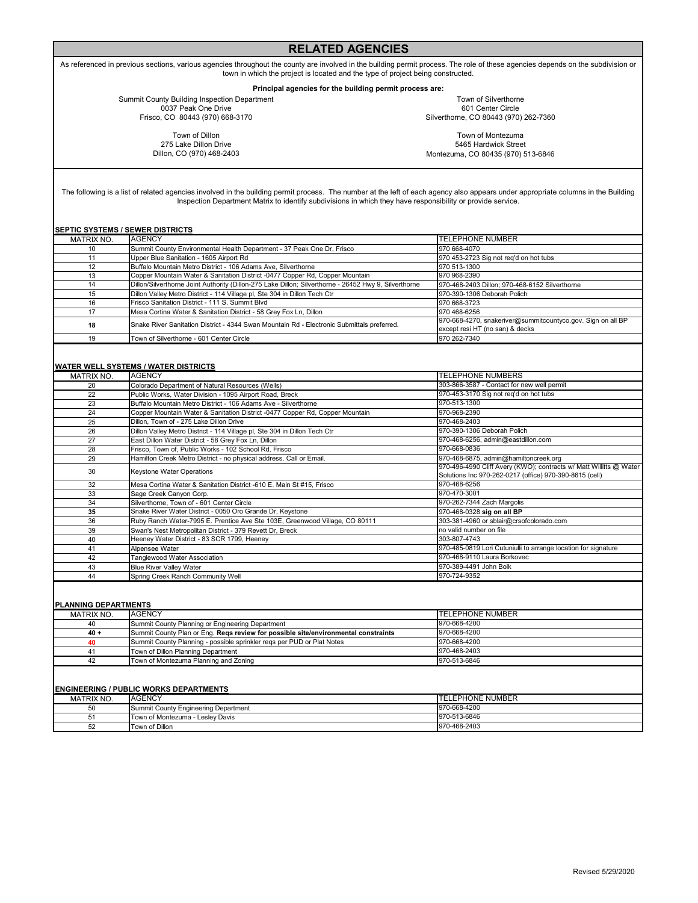# RELATED AGENCIES

As referenced in previous sections, various agencies throughout the county are involved in the building permit process. The role of these agencies depends on the subdivision or town in which the project is located and the type of project being constructed.

**Principal agencies for the building permit process are:**

Summit County Building Inspection Department
0037 Peak One Drive
Frisco, CO 80443 (970) 668-3170

Town of Silverthorne
601 Center Circle
Silverthorne, CO 80443 (970) 262-7360

Town of Dillon
275 Lake Dillon Drive
Dillon, CO (970) 468-2403

Town of Montezuma
5465 Hardwick Street
Montezuma, CO 80435 (970) 513-6846

The following is a list of related agencies involved in the building permit process. The number at the left of each agency also appears under appropriate columns in the Building Inspection Department Matrix to identify subdivisions in which they have responsibility or provide service.

## SEPTIC SYSTEMS / SEWER DISTRICTS

| MATRIX NO. | AGENCY | TELEPHONE NUMBER |
|---|---|---|
| 10 | Summit County Environmental Health Department - 37 Peak One Dr, Frisco | 970 668-4070 |
| 11 | Upper Blue Sanitation - 1605 Airport Rd | 970 453-2723 Sig not req'd on hot tubs |
| 12 | Buffalo Mountain Metro District - 106 Adams Ave, Silverthorne | 970 513-1300 |
| 13 | Copper Mountain Water & Sanitation District -0477 Copper Rd, Copper Mountain | 970 968-2390 |
| 14 | Dillon/Silverthorne Joint Authority (Dillon-275 Lake Dillon; Silverthorne - 26452 Hwy 9, Silverthorne | 970-468-2403 Dillon; 970-468-6152 Silverthorne |
| 15 | Dillon Valley Metro District - 114 Village pl, Ste 304 in Dillon Tech Ctr | 970-390-1306 Deborah Polich |
| 16 | Frisco Sanitation District - 111 S. Summit Blvd | 970 668-3723 |
| 17 | Mesa Cortina Water & Sanitation District - 58 Grey Fox Ln, Dillon | 970 468-6256 |
| **18** | Snake River Sanitation District - 4344 Swan Mountain Rd - Electronic Submittals preferred. | 970-668-4270, snakeriver@summitcountyco.gov. Sign on all BP except resi HT (no san) & decks |
| 19 | Town of Silverthorne - 601 Center Circle | 970 262-7340 |

## WATER WELL SYSTEMS / WATER DISTRICTS

| MATRIX NO. | AGENCY | TELEPHONE NUMBERS |
|---|---|---|
| 20 | Colorado Department of Natural Resources (Wells) | 303-866-3587 - Contact for new well permit |
| 22 | Public Works, Water Division - 1095 Airport Road, Breck | 970-453-3170 Sig not req'd on hot tubs |
| 23 | Buffalo Mountain Metro District - 106 Adams Ave - Silverthorne | 970-513-1300 |
| 24 | Copper Mountain Water & Sanitation District -0477 Copper Rd, Copper Mountain | 970-968-2390 |
| 25 | Dillon, Town of - 275 Lake Dillon Drive | 970-468-2403 |
| 26 | Dillon Valley Metro District - 114 Village pl, Ste 304 in Dillon Tech Ctr | 970-390-1306 Deborah Polich |
| 27 | East Dillon Water District - 58 Grey Fox Ln, Dillon | 970-468-6256, admin@eastdillon.com |
| 28 | Frisco, Town of, Public Works - 102 School Rd, Frisco | 970-668-0836 |
| 29 | Hamilton Creek Metro District - no physical address. Call or Email. | 970-468-6875, admin@hamiltoncreek.org |
| 30 | Keystone Water Operations | 970-496-4990 Cliff Avery (KWO); contracts w/ Matt Willitts @ Water Solutions Inc 970-262-0217 (office) 970-390-8615 (cell) |
| 32 | Mesa Cortina Water & Sanitation District -610 E. Main St #15, Frisco | 970-468-6256 |
| 33 | Sage Creek Canyon Corp. | 970-470-3001 |
| 34 | Silverthorne, Town of - 601 Center Circle | 970-262-7344 Zach Margolis |
| **35** | Snake River Water District - 0050 Oro Grande Dr, Keystone | 970-468-0328 **sig on all BP** |
| 36 | Ruby Ranch Water-7995 E. Prentice Ave Ste 103E, Greenwood Village, CO 80111 | 303-381-4960 or sblair@crsofcolorado.com |
| 39 | Swan's Nest Metropolitan District - 379 Revett Dr, Breck | no valid number on file |
| 40 | Heeney Water District - 83 SCR 1799, Heeney | 303-807-4743 |
| 41 | Alpensee Water | 970-485-0819 Lori Cutuniulli to arrange location for signature |
| 42 | Tanglewood Water Association | 970-468-9110 Laura Borkovec |
| 43 | Blue River Valley Water | 970-389-4491 John Bolk |
| 44 | Spring Creek Ranch Community Well | 970-724-9352 |

## PLANNING DEPARTMENTS

| MATRIX NO. | AGENCY | TELEPHONE NUMBER |
|---|---|---|
| 40 | Summit County Planning or Engineering Department | 970-668-4200 |
| **40 +** | Summit County Plan or Eng. **Reqs review for possible site/environmental constraints** | 970-668-4200 |
| **40** | Summit County Planning - possible sprinkler reqs per PUD or Plat Notes | 970-668-4200 |
| 41 | Town of Dillon Planning Department | 970-468-2403 |
| 42 | Town of Montezuma Planning and Zoning | 970-513-6846 |

## ENGINEERING / PUBLIC WORKS DEPARTMENTS

| MATRIX NO. | AGENCY | TELEPHONE NUMBER |
|---|---|---|
| 50 | Summit County Engineering Department | 970-668-4200 |
| 51 | Town of Montezuma - Lesley Davis | 970-513-6846 |
| 52 | Town of Dillon | 970-468-2403 |

Revised 5/29/2020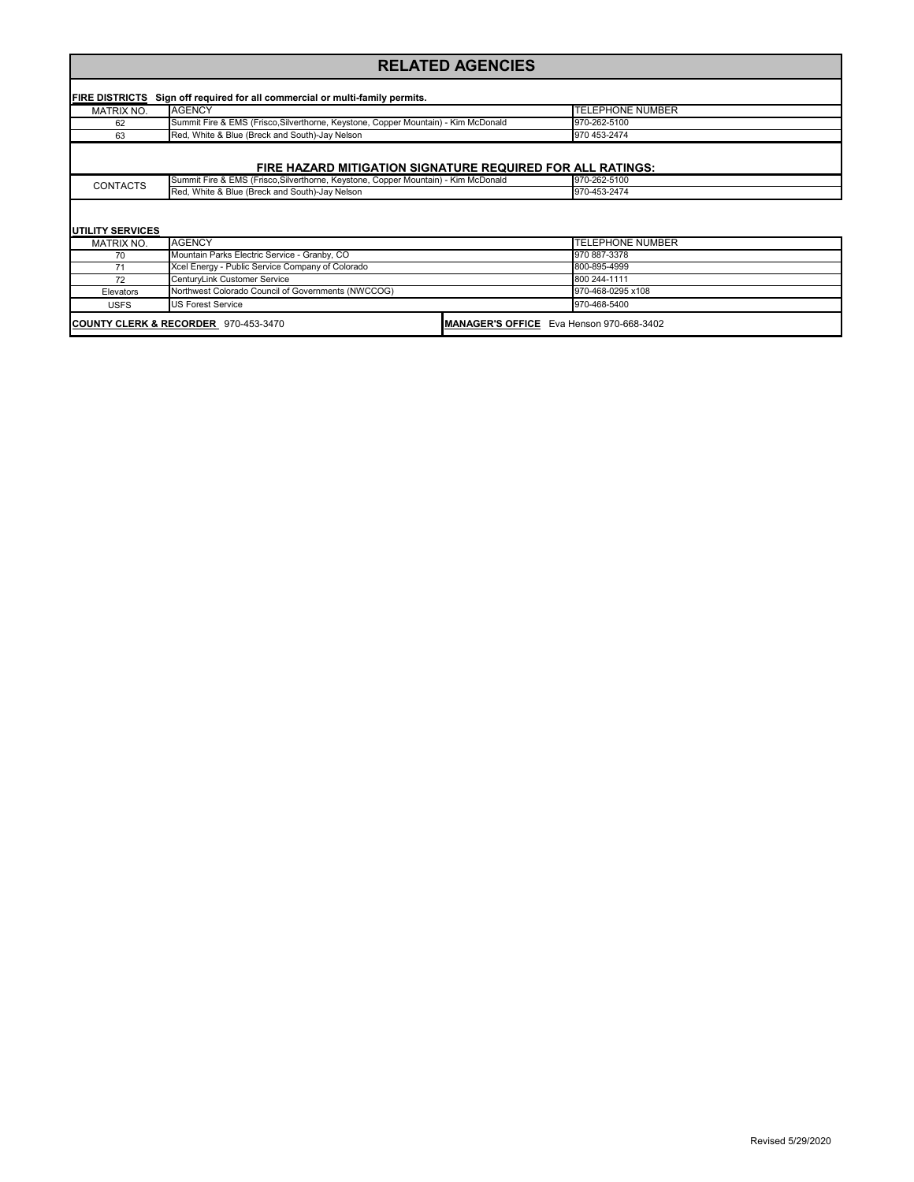# RELATED AGENCIES

**FIRE DISTRICTS** **Sign off required for all commercial or multi-family permits.**

| MATRIX NO. | AGENCY | TELEPHONE NUMBER |
|---|---|---|
| 62 | Summit Fire & EMS (Frisco,Silverthorne, Keystone, Copper Mountain) - Kim McDonald | 970-262-5100 |
| 63 | Red, White & Blue (Breck and South)-Jay Nelson | 970 453-2474 |

## FIRE HAZARD MITIGATION SIGNATURE REQUIRED FOR ALL RATINGS:

| | | |
|---|---|---|
| CONTACTS | Summit Fire & EMS (Frisco,Silverthorne, Keystone, Copper Mountain) - Kim McDonald | 970-262-5100 |
| | Red, White & Blue (Breck and South)-Jay Nelson | 970-453-2474 |

**UTILITY SERVICES**

| MATRIX NO. | AGENCY | TELEPHONE NUMBER |
|---|---|---|
| 70 | Mountain Parks Electric Service - Granby, CO | 970 887-3378 |
| 71 | Xcel Energy - Public Service Company of Colorado | 800-895-4999 |
| 72 | CenturyLink Customer Service | 800 244-1111 |
| Elevators | Northwest Colorado Council of Governments (NWCCOG) | 970-468-0295 x108 |
| USFS | US Forest Service | 970-468-5400 |

**COUNTY CLERK & RECORDER** 970-453-3470

**MANAGER'S OFFICE** Eva Henson 970-668-3402

Revised 5/29/2020